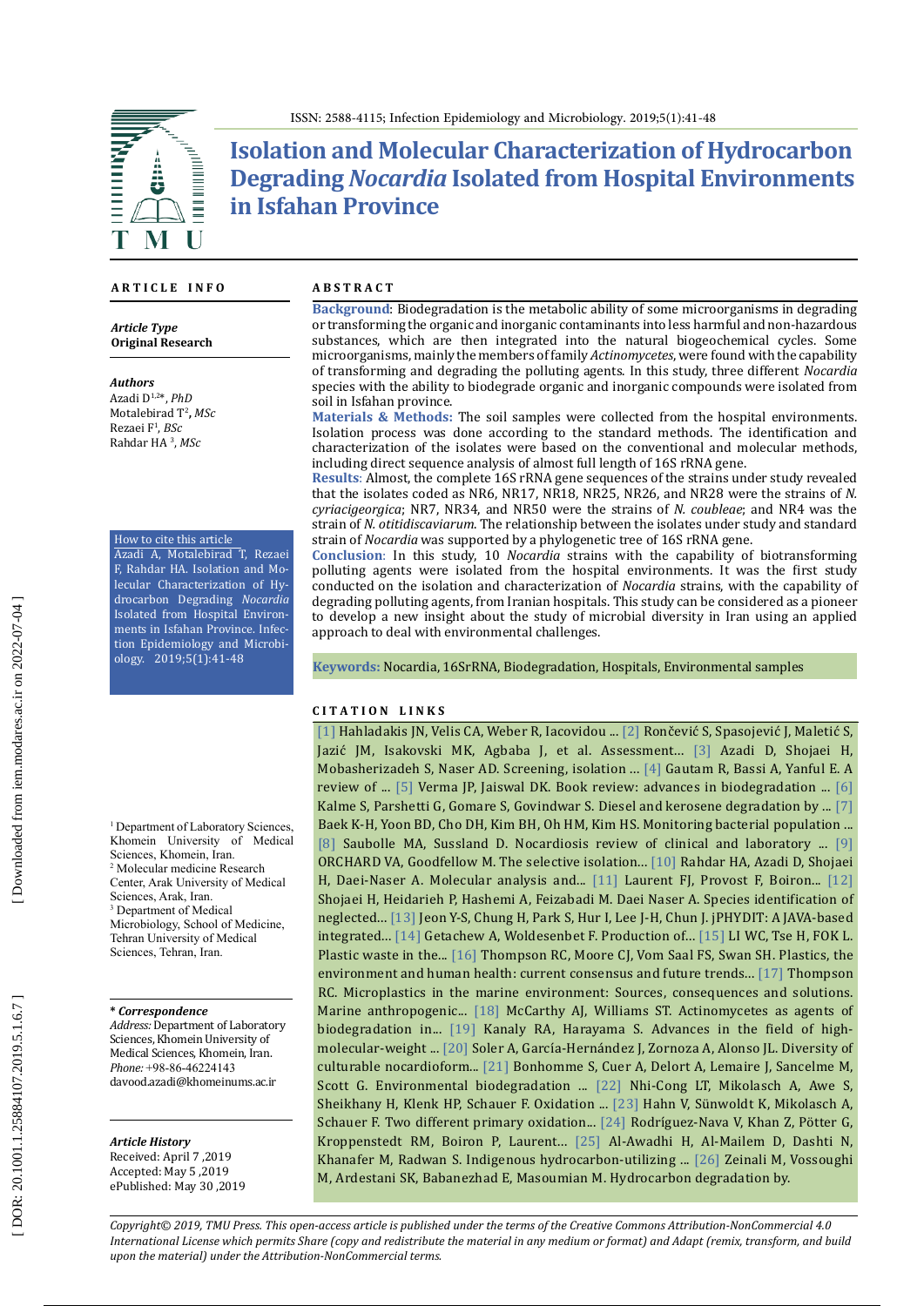# Isolation and Molecular Characterization of Hydrocarbon Degrading *Nocardia* Isolated from Hospital Environments in Isfahan Province

## ARTICLE INFO

***Article Type***
**Original Research**

***Authors***
Azadi D[1,2]*, *PhD*
Motalebirad T[2], *MSc*
Rezaei F[1], *BSc*
Rahdar HA[3], *MSc*

**How to cite this article**
Azadi A, Motalebirad T, Rezaei F, Rahdar HA. Isolation and Molecular Characterization of Hydrocarbon Degrading *Nocardia* Isolated from Hospital Environments in Isfahan Province. Infection Epidemiology and Microbiology. 2019;5(1):41-48

[1] Department of Laboratory Sciences, Khomein University of Medical Sciences, Khomein, Iran.
[2] Molecular medicine Research Center, Arak University of Medical Sciences, Arak, Iran.
[3] Department of Medical Microbiology, School of Medicine, Tehran University of Medical Sciences, Tehran, Iran.

***\* Correspondence***
*Address:* Department of Laboratory Sciences, Khomein University of Medical Sciences, Khomein, Iran.
*Phone:* +98-86-46224143
davood.azadi@khomeinums.ac.ir

***Article History***
Received: April 7 ,2019
Accepted: May 5 ,2019
ePublished: May 30 ,2019

## ABSTRACT

**Background**: Biodegradation is the metabolic ability of some microorganisms in degrading or transforming the organic and inorganic contaminants into less harmful and non-hazardous substances, which are then integrated into the natural biogeochemical cycles. Some microorganisms, mainly the members of family *Actinomycetes*, were found with the capability of transforming and degrading the polluting agents. In this study, three different *Nocardia* species with the ability to biodegrade organic and inorganic compounds were isolated from soil in Isfahan province.

**Materials & Methods:** The soil samples were collected from the hospital environments. Isolation process was done according to the standard methods. The identification and characterization of the isolates were based on the conventional and molecular methods, including direct sequence analysis of almost full length of 16S rRNA gene.

**Results**: Almost, the complete 16S rRNA gene sequences of the strains under study revealed that the isolates coded as NR6, NR17, NR18, NR25, NR26, and NR28 were the strains of *N. cyriacigeorgica*; NR7, NR34, and NR50 were the strains of *N. coubleae*; and NR4 was the strain of *N. otitidiscaviarum*. The relationship between the isolates under study and standard strain of *Nocardia* was supported by a phylogenetic tree of 16S rRNA gene.

**Conclusion**: In this study, 10 *Nocardia* strains with the capability of biotransforming polluting agents were isolated from the hospital environments. It was the first study conducted on the isolation and characterization of *Nocardia* strains, with the capability of degrading polluting agents, from Iranian hospitals. This study can be considered as a pioneer to develop a new insight about the study of microbial diversity in Iran using an applied approach to deal with environmental challenges.

**Keywords:** Nocardia, 16SrRNA, Biodegradation, Hospitals, Environmental samples

## CITATION LINKS

[1] Hahladakis JN, Velis CA, Weber R, Iacovidou ... [2] Rončević S, Spasojević J, Maletić S, Jazić JM, Isakovski MK, Agbaba J, et al. Assessment... [3] Azadi D, Shojaei H, Mobasherizadeh S, Naser AD. Screening, isolation ... [4] Gautam R, Bassi A, Yanful E. A review of ... [5] Verma JP, Jaiswal DK. Book review: advances in biodegradation ... [6] Kalme S, Parshetti G, Gomare S, Govindwar S. Diesel and kerosene degradation by ... [7] Baek K-H, Yoon BD, Cho DH, Kim BH, Oh HM, Kim HS. Monitoring bacterial population ... [8] Saubolle MA, Sussland D. Nocardiosis review of clinical and laboratory ... [9] ORCHARD VA, Goodfellow M. The selective isolation... [10] Rahdar HA, Azadi D, Shojaei H, Daei-Naser A. Molecular analysis and... [11] Laurent FJ, Provost F, Boiron... [12] Shojaei H, Heidarieh P, Hashemi A, Feizabadi M. Daei Naser A. Species identification of neglected... [13] Jeon Y-S, Chung H, Park S, Hur I, Lee J-H, Chun J. jPHYDIT: A JAVA-based integrated... [14] Getachew A, Woldesenbet F. Production of... [15] LI WC, Tse H, FOK L. Plastic waste in the... [16] Thompson RC, Moore CJ, Vom Saal FS, Swan SH. Plastics, the environment and human health: current consensus and future trends... [17] Thompson RC. Microplastics in the marine environment: Sources, consequences and solutions. Marine anthropogenic... [18] McCarthy AJ, Williams ST. Actinomycetes as agents of biodegradation in... [19] Kanaly RA, Harayama S. Advances in the field of high-molecular-weight ... [20] Soler A, García-Hernández J, Zornoza A, Alonso JL. Diversity of culturable nocardioform... [21] Bonhomme S, Cuer A, Delort A, Lemaire J, Sancelme M, Scott G. Environmental biodegradation ... [22] Nhi-Cong LT, Mikolasch A, Awe S, Sheikhany H, Klenk HP, Schauer F. Oxidation ... [23] Hahn V, Sünwoldt K, Mikolasch A, Schauer F. Two different primary oxidation... [24] Rodríguez-Nava V, Khan Z, Pötter G, Kroppenstedt RM, Boiron P, Laurent... [25] Al-Awadhi H, Al-Mailem D, Dashti N, Khanafer M, Radwan S. Indigenous hydrocarbon-utilizing ... [26] Zeinali M, Vossoughi M, Ardestani SK, Babanezhad E, Masoumian M. Hydrocarbon degradation by.

*Copyright© 2019, TMU Press. This open-access article is published under the terms of the Creative Commons Attribution-NonCommercial 4.0 International License which permits Share (copy and redistribute the material in any medium or format) and Adapt (remix, transform, and build upon the material) under the Attribution-NonCommercial terms.*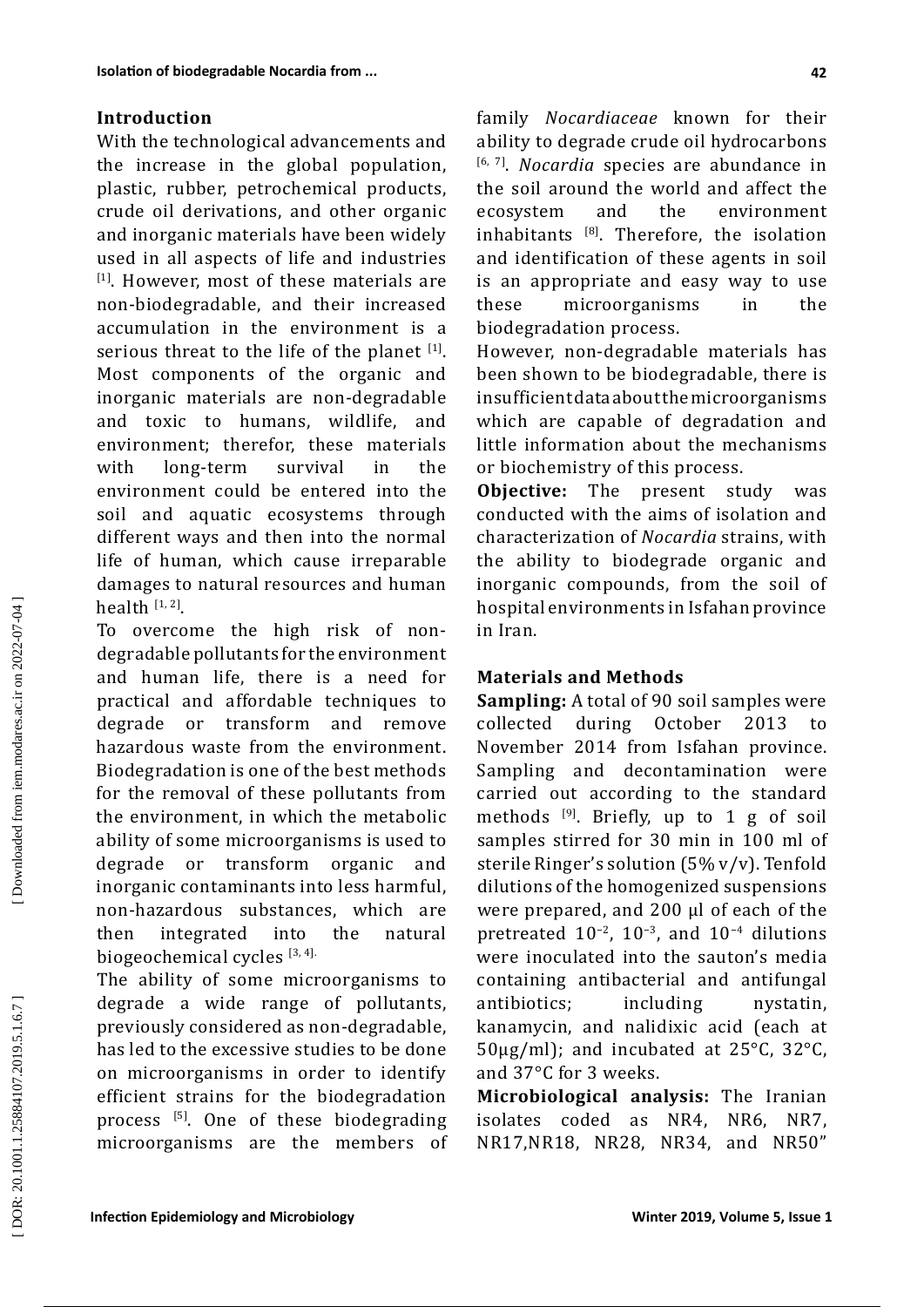## Introduction

With the technological advancements and the increase in the global population, plastic, rubber, petrochemical products, crude oil derivations, and other organic and inorganic materials have been widely used in all aspects of life and industries [1]. However, most of these materials are non-biodegradable, and their increased accumulation in the environment is a serious threat to the life of the planet [1]. Most components of the organic and inorganic materials are non-degradable and toxic to humans, wildlife, and environment; therefor, these materials with long-term survival in the environment could be entered into the soil and aquatic ecosystems through different ways and then into the normal life of human, which cause irreparable damages to natural resources and human health [1, 2].

To overcome the high risk of non-degradable pollutants for the environment and human life, there is a need for practical and affordable techniques to degrade or transform and remove hazardous waste from the environment. Biodegradation is one of the best methods for the removal of these pollutants from the environment, in which the metabolic ability of some microorganisms is used to degrade or transform organic and inorganic contaminants into less harmful, non-hazardous substances, which are then integrated into the natural biogeochemical cycles [3, 4].

The ability of some microorganisms to degrade a wide range of pollutants, previously considered as non-degradable, has led to the excessive studies to be done on microorganisms in order to identify efficient strains for the biodegradation process [5]. One of these biodegrading microorganisms are the members of family *Nocardiaceae* known for their ability to degrade crude oil hydrocarbons [6, 7]. *Nocardia* species are abundance in the soil around the world and affect the ecosystem and the environment inhabitants [8]. Therefore, the isolation and identification of these agents in soil is an appropriate and easy way to use these microorganisms in the biodegradation process.

However, non-degradable materials has been shown to be biodegradable, there is insufficient data about the microorganisms which are capable of degradation and little information about the mechanisms or biochemistry of this process.

**Objective:** The present study was conducted with the aims of isolation and characterization of *Nocardia* strains, with the ability to biodegrade organic and inorganic compounds, from the soil of hospital environments in Isfahan province in Iran.

## Materials and Methods

**Sampling:** A total of 90 soil samples were collected during October 2013 to November 2014 from Isfahan province. Sampling and decontamination were carried out according to the standard methods [9]. Briefly, up to 1 g of soil samples stirred for 30 min in 100 ml of sterile Ringer's solution (5% v/v). Tenfold dilutions of the homogenized suspensions were prepared, and 200 μl of each of the pretreated $10^{-2}$, $10^{-3}$, and $10^{-4}$ dilutions were inoculated into the sauton's media containing antibacterial and antifungal antibiotics; including nystatin, kanamycin, and nalidixic acid (each at 50μg/ml); and incubated at 25°C, 32°C, and 37°C for 3 weeks.

**Microbiological analysis:** The Iranian isolates coded as NR4, NR6, NR7, NR17,NR18, NR28, NR34, and NR50"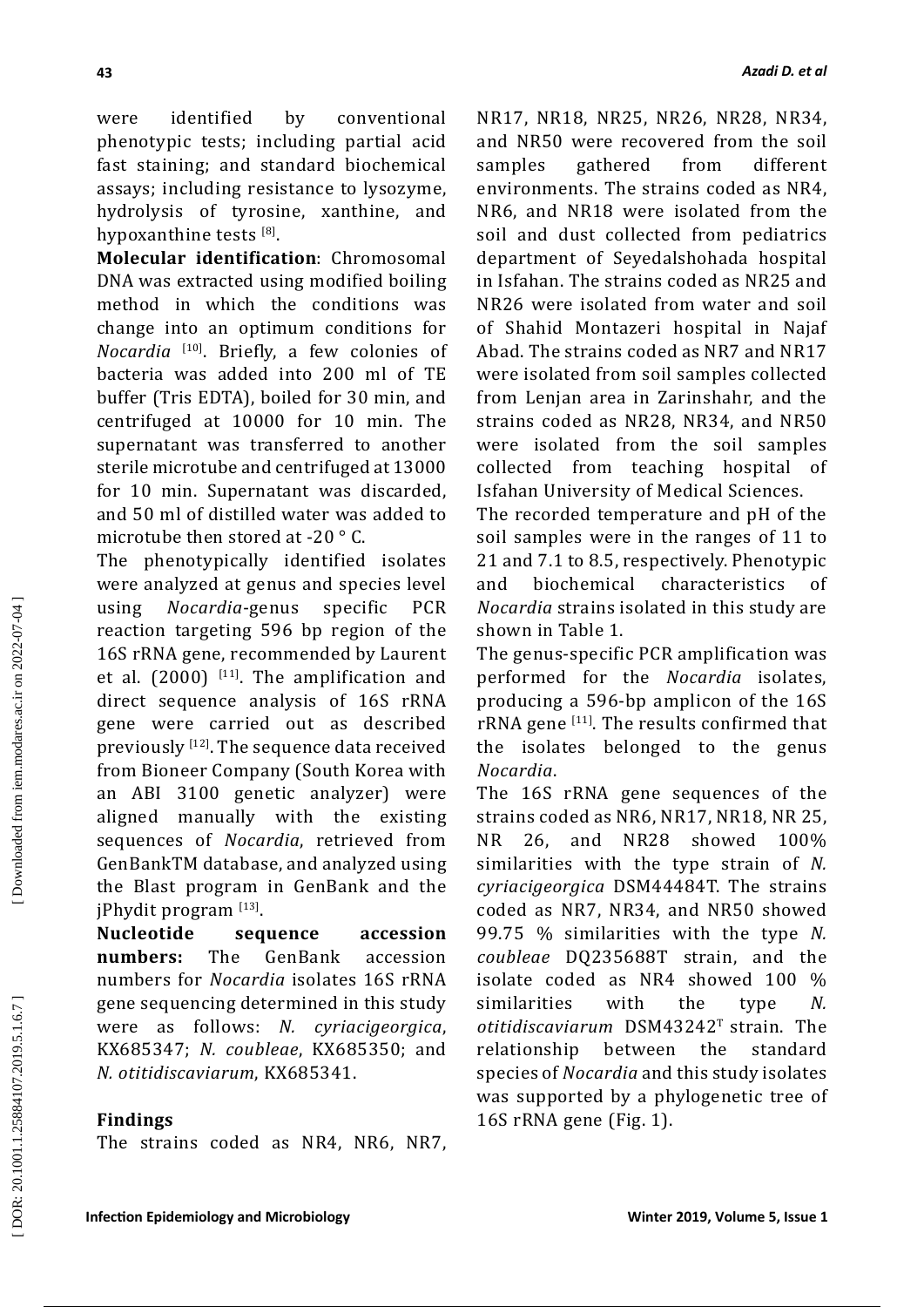were identified by conventional phenotypic tests; including partial acid fast staining; and standard biochemical assays; including resistance to lysozyme, hydrolysis of tyrosine, xanthine, and hypoxanthine tests [8].

**Molecular identification**: Chromosomal DNA was extracted using modified boiling method in which the conditions was change into an optimum conditions for *Nocardia* [10]. Briefly, a few colonies of bacteria was added into 200 ml of TE buffer (Tris EDTA), boiled for 30 min, and centrifuged at 10000 for 10 min. The supernatant was transferred to another sterile microtube and centrifuged at 13000 for 10 min. Supernatant was discarded, and 50 ml of distilled water was added to microtube then stored at -20 ° C.

The phenotypically identified isolates were analyzed at genus and species level using *Nocardia*-genus specific PCR reaction targeting 596 bp region of the 16S rRNA gene, recommended by Laurent et al. (2000) [11]. The amplification and direct sequence analysis of 16S rRNA gene were carried out as described previously [12]. The sequence data received from Bioneer Company (South Korea with an ABI 3100 genetic analyzer) were aligned manually with the existing sequences of *Nocardia*, retrieved from GenBankTM database, and analyzed using the Blast program in GenBank and the jPhydit program [13].

**Nucleotide sequence accession numbers:** The GenBank accession numbers for *Nocardia* isolates 16S rRNA gene sequencing determined in this study were as follows: *N. cyriacigeorgica*, KX685347; *N. coubleae*, KX685350; and *N. otitidiscaviarum*, KX685341.

## Findings

The strains coded as NR4, NR6, NR7, NR17, NR18, NR25, NR26, NR28, NR34, and NR50 were recovered from the soil samples gathered from different environments. The strains coded as NR4, NR6, and NR18 were isolated from the soil and dust collected from pediatrics department of Seyedalshohada hospital in Isfahan. The strains coded as NR25 and NR26 were isolated from water and soil of Shahid Montazeri hospital in Najaf Abad. The strains coded as NR7 and NR17 were isolated from soil samples collected from Lenjan area in Zarinshahr, and the strains coded as NR28, NR34, and NR50 were isolated from the soil samples collected from teaching hospital of Isfahan University of Medical Sciences.

The recorded temperature and pH of the soil samples were in the ranges of 11 to 21 and 7.1 to 8.5, respectively. Phenotypic and biochemical characteristics of *Nocardia* strains isolated in this study are shown in Table 1.

The genus-specific PCR amplification was performed for the *Nocardia* isolates, producing a 596-bp amplicon of the 16S rRNA gene [11]. The results confirmed that the isolates belonged to the genus *Nocardia*.

The 16S rRNA gene sequences of the strains coded as NR6, NR17, NR18, NR 25, NR 26, and NR28 showed 100% similarities with the type strain of *N. cyriacigeorgica* DSM44484T. The strains coded as NR7, NR34, and NR50 showed 99.75 % similarities with the type *N. coubleae* DQ235688T strain, and the isolate coded as NR4 showed 100 % similarities with the type *N. otitidiscaviarum* DSM43242[T] strain. The relationship between the standard species of *Nocardia* and this study isolates was supported by a phylogenetic tree of 16S rRNA gene (Fig. 1).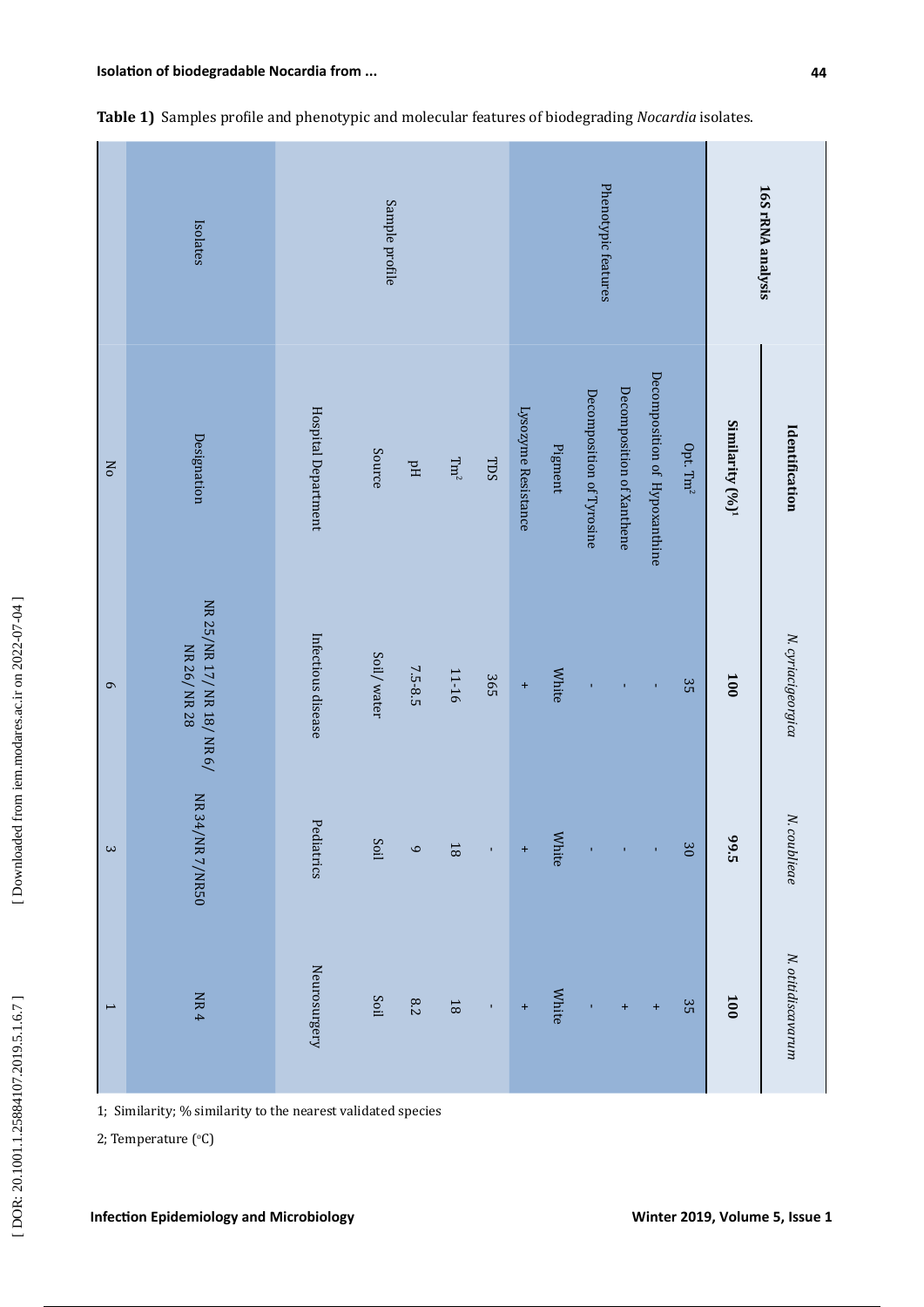**Table 1)** Samples profile and phenotypic and molecular features of biodegrading *Nocardia* isolates.

| | | | | |
|---|---|---|---|---|
| | **Identification** | *N. cyriacigeorgica* | *N. coubleae* | *N. otitidiscavarum* |
| **16S rRNA analysis** | **Similarity (%)[1]** | **100** | **99.5** | **100** |
| Phenotypic features | Opt. $Tm^2$ | 35 | 30 | 35 |
| | Decomposition of Hypoxanthine | - | - | + |
| | Decomposition of Xanthene | - | - | + |
| | Decomposition of Tyrosine | - | - | - |
| | Pigment | White | White | White |
| | Lysozyme Resistance | + | + | + |
| Sample profile | TDS | 365 | - | - |
| | $Tm^2$ | 11-16 | 18 | 18 |
| | pH | 7.5-8.5 | 9 | 8.2 |
| | Source | Soil/ water | Soil | Soil |
| | Hospital Department | Infectious disease | Pediatrics | Neurosurgery |
| Isolates | Designation | NR 25/NR 17/ NR 18/ NR 6/ NR 26/ NR 28 | NR 34/NR 7/NR50 | NR 4 |
| | No | 6 | 3 | 1 |

1; Similarity; % similarity to the nearest validated species

2; Temperature (°C)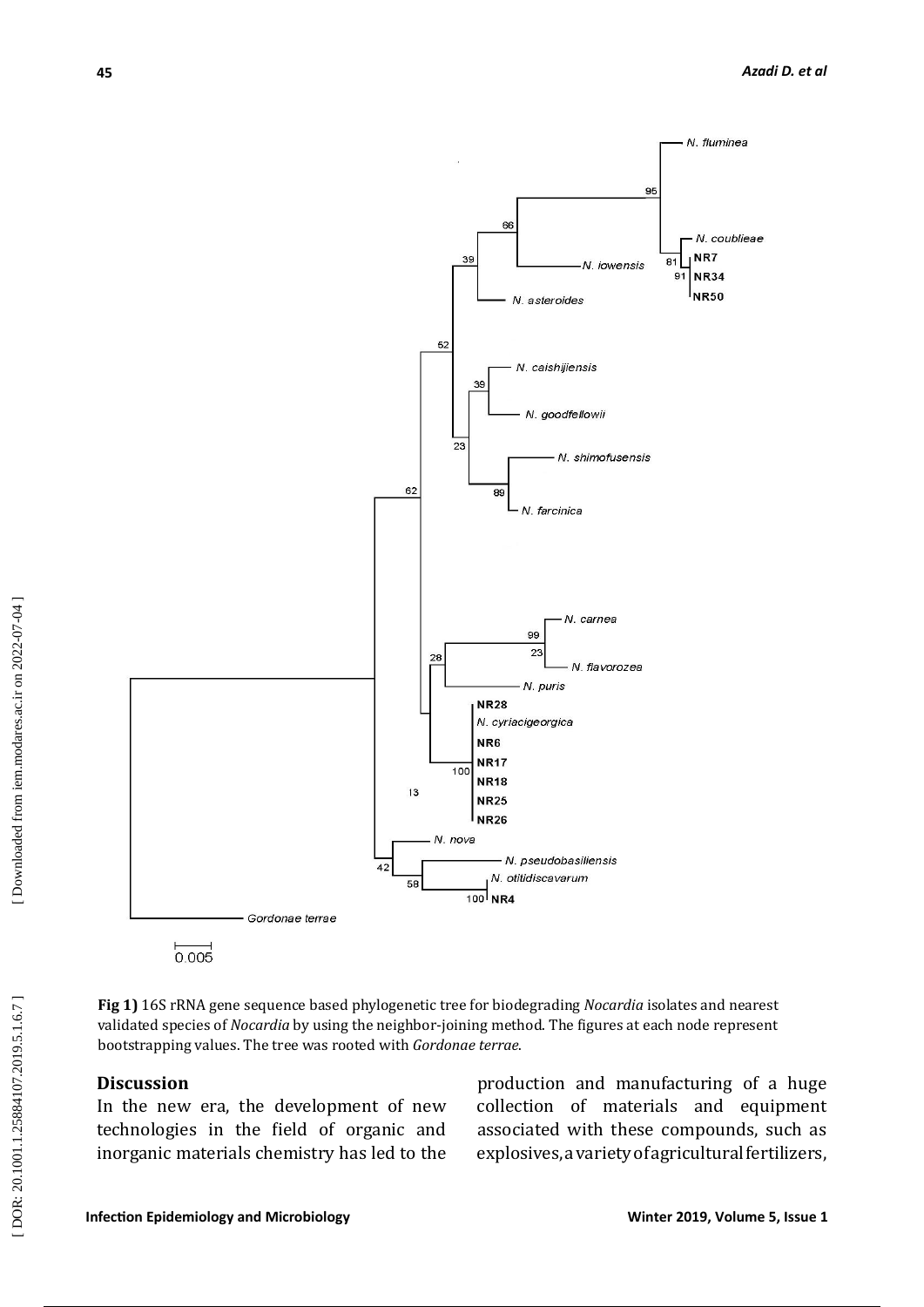**Fig 1)** 16S rRNA gene sequence based phylogenetic tree for biodegrading *Nocardia* isolates and nearest validated species of *Nocardia* by using the neighbor-joining method. The figures at each node represent bootstrapping values. The tree was rooted with *Gordonae terrae*.

## Discussion

In the new era, the development of new technologies in the field of organic and inorganic materials chemistry has led to the production and manufacturing of a huge collection of materials and equipment associated with these compounds, such as explosives, a variety of agricultural fertilizers,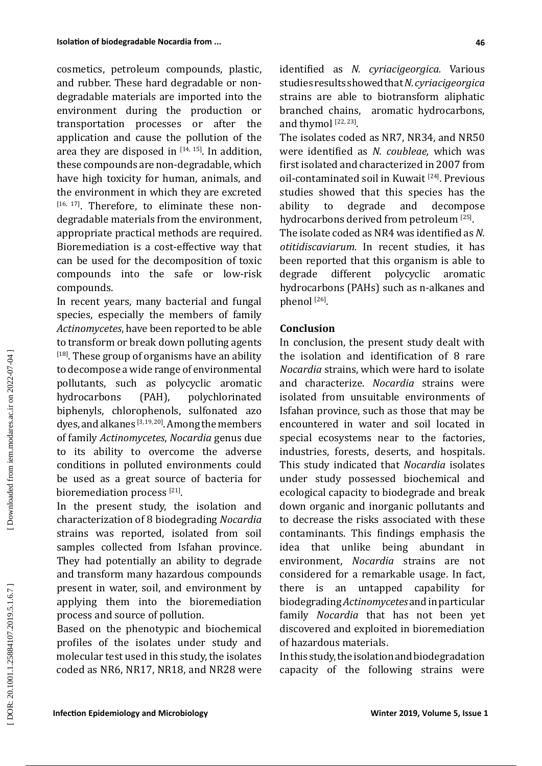cosmetics, petroleum compounds, plastic, and rubber. These hard degradable or non-degradable materials are imported into the environment during the production or transportation processes or after the application and cause the pollution of the area they are disposed in [14, 15]. In addition, these compounds are non-degradable, which have high toxicity for human, animals, and the environment in which they are excreted [16, 17]. Therefore, to eliminate these non-degradable materials from the environment, appropriate practical methods are required. Bioremediation is a cost-effective way that can be used for the decomposition of toxic compounds into the safe or low-risk compounds.

In recent years, many bacterial and fungal species, especially the members of family *Actinomycetes*, have been reported to be able to transform or break down polluting agents [18]. These group of organisms have an ability to decompose a wide range of environmental pollutants, such as polycyclic aromatic hydrocarbons (PAH), polychlorinated biphenyls, chlorophenols, sulfonated azo dyes, and alkanes [3, 19, 20]. Among the members of family *Actinomycetes*, *Nocardia* genus due to its ability to overcome the adverse conditions in polluted environments could be used as a great source of bacteria for bioremediation process [21].

In the present study, the isolation and characterization of 8 biodegrading *Nocardia* strains was reported, isolated from soil samples collected from Isfahan province. They had potentially an ability to degrade and transform many hazardous compounds present in water, soil, and environment by applying them into the bioremediation process and source of pollution.

Based on the phenotypic and biochemical profiles of the isolates under study and molecular test used in this study, the isolates coded as NR6, NR17, NR18, and NR28 were identified as *N. cyriacigeorgica.* Various studies results showed that *N. cyriacigeorgica* strains are able to biotransform aliphatic branched chains, aromatic hydrocarbons, and thymol [22, 23].

The isolates coded as NR7, NR34, and NR50 were identified as *N. coubleae,* which was first isolated and characterized in 2007 from oil-contaminated soil in Kuwait [24]. Previous studies showed that this species has the ability to degrade and decompose hydrocarbons derived from petroleum [25].

The isolate coded as NR4 was identified as *N. otitidiscaviarum.* In recent studies, it has been reported that this organism is able to degrade different polycyclic aromatic hydrocarbons (PAHs) such as n-alkanes and phenol [26].

## Conclusion

In conclusion, the present study dealt with the isolation and identification of 8 rare *Nocardia* strains, which were hard to isolate and characterize. *Nocardia* strains were isolated from unsuitable environments of Isfahan province, such as those that may be encountered in water and soil located in special ecosystems near to the factories, industries, forests, deserts, and hospitals. This study indicated that *Nocardia* isolates under study possessed biochemical and ecological capacity to biodegrade and break down organic and inorganic pollutants and to decrease the risks associated with these contaminants. This findings emphasis the idea that unlike being abundant in environment, *Nocardia* strains are not considered for a remarkable usage. In fact, there is an untapped capability for biodegrading *Actinomycetes* and in particular family *Nocardia* that has not been yet discovered and exploited in bioremediation of hazardous materials.

In this study, the isolation and biodegradation capacity of the following strains were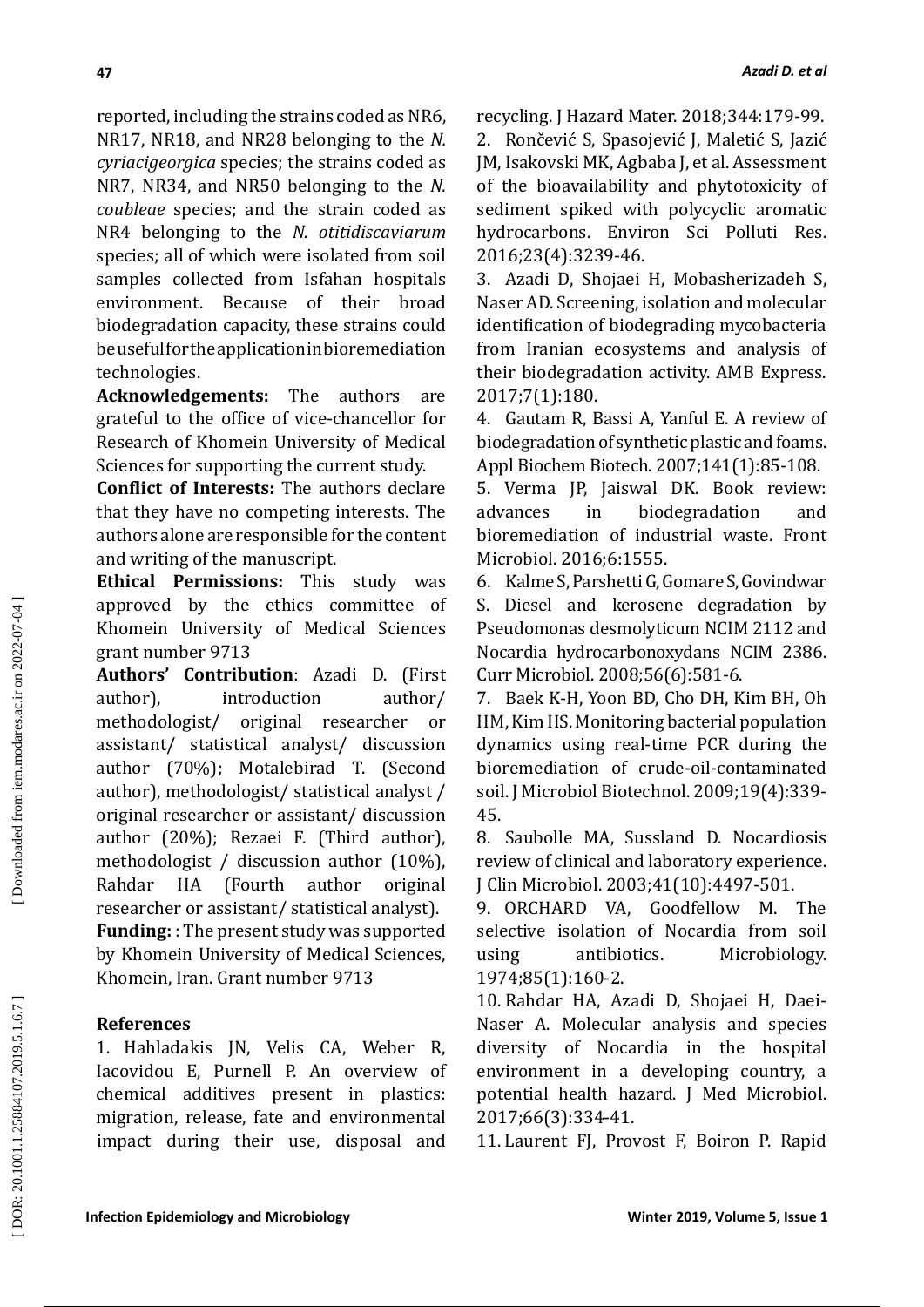reported, including the strains coded as NR6, NR17, NR18, and NR28 belonging to the *N. cyriacigeorgica* species; the strains coded as NR7, NR34, and NR50 belonging to the *N. coubleae* species; and the strain coded as NR4 belonging to the *N. otitidiscaviarum* species; all of which were isolated from soil samples collected from Isfahan hospitals environment. Because of their broad biodegradation capacity, these strains could be useful for the application in bioremediation technologies.

**Acknowledgements:** The authors are grateful to the office of vice-chancellor for Research of Khomein University of Medical Sciences for supporting the current study.

**Conflict of Interests:** The authors declare that they have no competing interests. The authors alone are responsible for the content and writing of the manuscript.

**Ethical Permissions:** This study was approved by the ethics committee of Khomein University of Medical Sciences grant number 9713

**Authors' Contribution**: Azadi D. (First author), introduction author/ methodologist/ original researcher or assistant/ statistical analyst/ discussion author (70%); Motalebirad T. (Second author), methodologist/ statistical analyst / original researcher or assistant/ discussion author (20%); Rezaei F. (Third author), methodologist / discussion author (10%), Rahdar HA (Fourth author original researcher or assistant/ statistical analyst).

**Funding:** : The present study was supported by Khomein University of Medical Sciences, Khomein, Iran. Grant number 9713

## References

1. Hahladakis JN, Velis CA, Weber R, Iacovidou E, Purnell P. An overview of chemical additives present in plastics: migration, release, fate and environmental impact during their use, disposal and recycling. J Hazard Mater. 2018;344:179-99.
2. Rončević S, Spasojević J, Maletić S, Jazić JM, Isakovski MK, Agbaba J, et al. Assessment of the bioavailability and phytotoxicity of sediment spiked with polycyclic aromatic hydrocarbons. Environ Sci Polluti Res. 2016;23(4):3239-46.
3. Azadi D, Shojaei H, Mobasherizadeh S, Naser AD. Screening, isolation and molecular identification of biodegrading mycobacteria from Iranian ecosystems and analysis of their biodegradation activity. AMB Express. 2017;7(1):180.
4. Gautam R, Bassi A, Yanful E. A review of biodegradation of synthetic plastic and foams. Appl Biochem Biotech. 2007;141(1):85-108.
5. Verma JP, Jaiswal DK. Book review: advances in biodegradation and bioremediation of industrial waste. Front Microbiol. 2016;6:1555.
6. Kalme S, Parshetti G, Gomare S, Govindwar S. Diesel and kerosene degradation by Pseudomonas desmolyticum NCIM 2112 and Nocardia hydrocarbonoxydans NCIM 2386. Curr Microbiol. 2008;56(6):581-6.
7. Baek K-H, Yoon BD, Cho DH, Kim BH, Oh HM, Kim HS. Monitoring bacterial population dynamics using real-time PCR during the bioremediation of crude-oil-contaminated soil. J Microbiol Biotechnol. 2009;19(4):339-45.
8. Saubolle MA, Sussland D. Nocardiosis review of clinical and laboratory experience. J Clin Microbiol. 2003;41(10):4497-501.
9. ORCHARD VA, Goodfellow M. The selective isolation of Nocardia from soil using antibiotics. Microbiology. 1974;85(1):160-2.
10. Rahdar HA, Azadi D, Shojaei H, Daei-Naser A. Molecular analysis and species diversity of Nocardia in the hospital environment in a developing country, a potential health hazard. J Med Microbiol. 2017;66(3):334-41.
11. Laurent FJ, Provost F, Boiron P. Rapid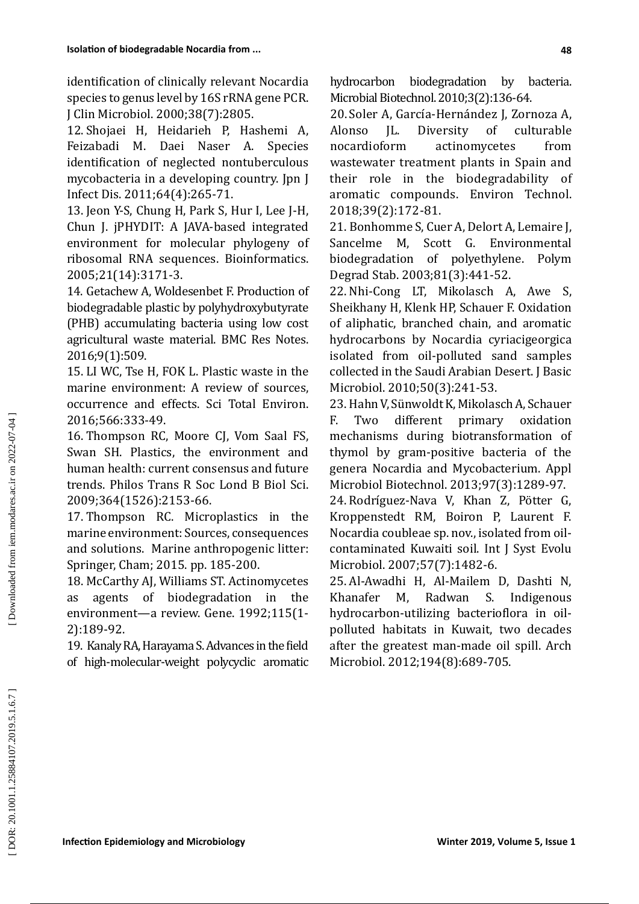identification of clinically relevant Nocardia species to genus level by 16S rRNA gene PCR. J Clin Microbiol. 2000;38(7):2805.

12. Shojaei H, Heidarieh P, Hashemi A, Feizabadi M. Daei Naser A. Species identification of neglected nontuberculous mycobacteria in a developing country. Jpn J Infect Dis. 2011;64(4):265-71.

13. Jeon Y-S, Chung H, Park S, Hur I, Lee J-H, Chun J. jPHYDIT: A JAVA-based integrated environment for molecular phylogeny of ribosomal RNA sequences. Bioinformatics. 2005;21(14):3171-3.

14. Getachew A, Woldesenbet F. Production of biodegradable plastic by polyhydroxybutyrate (PHB) accumulating bacteria using low cost agricultural waste material. BMC Res Notes. 2016;9(1):509.

15. LI WC, Tse H, FOK L. Plastic waste in the marine environment: A review of sources, occurrence and effects. Sci Total Environ. 2016;566:333-49.

16. Thompson RC, Moore CJ, Vom Saal FS, Swan SH. Plastics, the environment and human health: current consensus and future trends. Philos Trans R Soc Lond B Biol Sci. 2009;364(1526):2153-66.

17. Thompson RC. Microplastics in the marine environment: Sources, consequences and solutions. Marine anthropogenic litter: Springer, Cham; 2015. pp. 185-200.

18. McCarthy AJ, Williams ST. Actinomycetes as agents of biodegradation in the environment—a review. Gene. 1992;115(1-2):189-92.

19. Kanaly RA, Harayama S. Advances in the field of high-molecular-weight polycyclic aromatic hydrocarbon biodegradation by bacteria. Microbial Biotechnol. 2010;3(2):136-64.

20. Soler A, García-Hernández J, Zornoza A, Alonso JL. Diversity of culturable nocardioform actinomycetes from wastewater treatment plants in Spain and their role in the biodegradability of aromatic compounds. Environ Technol. 2018;39(2):172-81.

21. Bonhomme S, Cuer A, Delort A, Lemaire J, Sancelme M, Scott G. Environmental biodegradation of polyethylene. Polym Degrad Stab. 2003;81(3):441-52.

22. Nhi-Cong LT, Mikolasch A, Awe S, Sheikhany H, Klenk HP, Schauer F. Oxidation of aliphatic, branched chain, and aromatic hydrocarbons by Nocardia cyriacigeorgica isolated from oil-polluted sand samples collected in the Saudi Arabian Desert. J Basic Microbiol. 2010;50(3):241-53.

23. Hahn V, Sünwoldt K, Mikolasch A, Schauer F. Two different primary oxidation mechanisms during biotransformation of thymol by gram-positive bacteria of the genera Nocardia and Mycobacterium. Appl Microbiol Biotechnol. 2013;97(3):1289-97.

24. Rodríguez-Nava V, Khan Z, Pötter G, Kroppenstedt RM, Boiron P, Laurent F. Nocardia coubleae sp. nov., isolated from oil-contaminated Kuwaiti soil. Int J Syst Evolu Microbiol. 2007;57(7):1482-6.

25. Al-Awadhi H, Al-Mailem D, Dashti N, Khanafer M, Radwan S. Indigenous hydrocarbon-utilizing bacterioflora in oil-polluted habitats in Kuwait, two decades after the greatest man-made oil spill. Arch Microbiol. 2012;194(8):689-705.